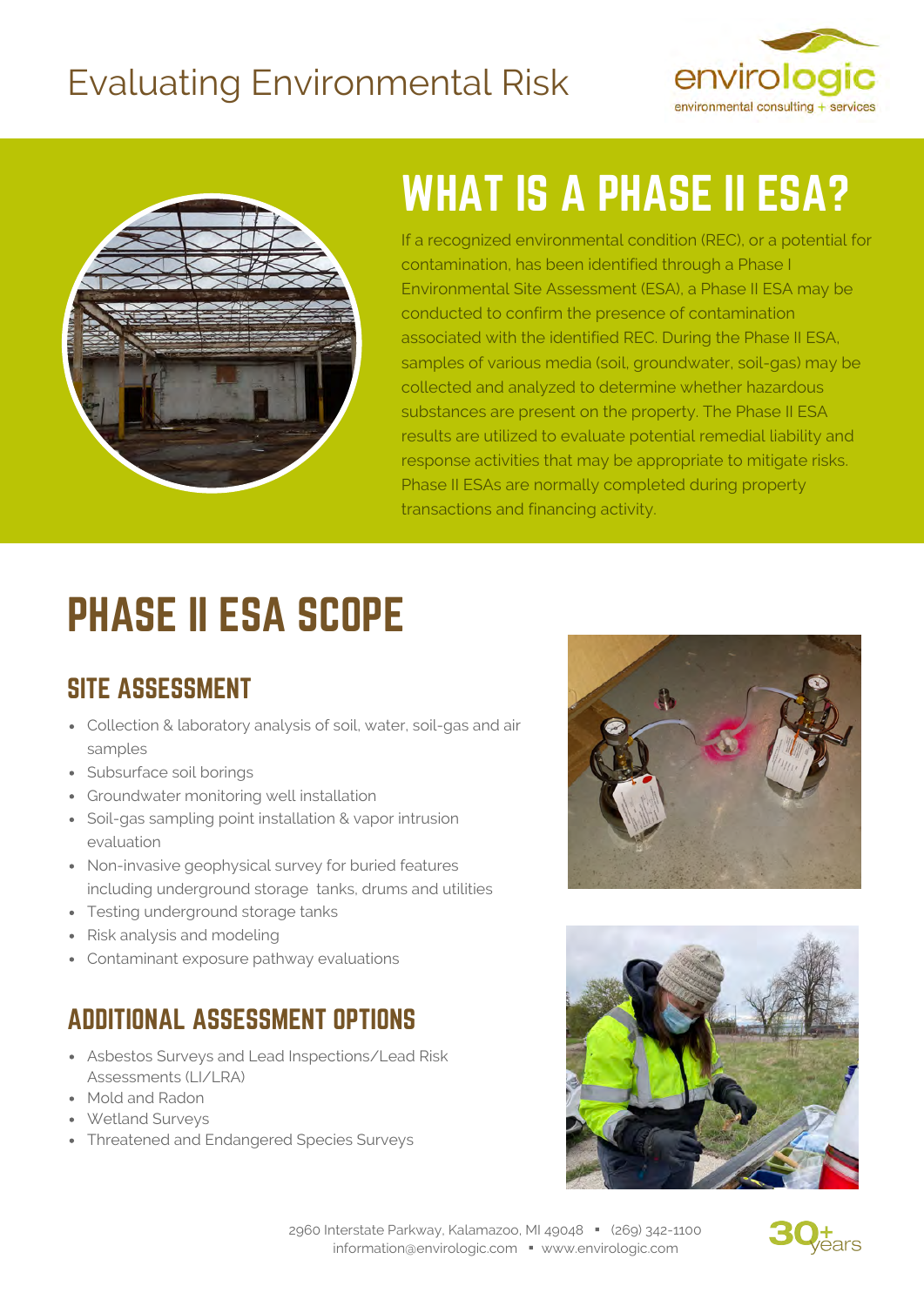# Evaluating Environmental Risk

envirologic
environmental consulting + services

## WHAT IS A PHASE II ESA?

If a recognized environmental condition (REC), or a potential for contamination, has been identified through a Phase I Environmental Site Assessment (ESA), a Phase II ESA may be conducted to confirm the presence of contamination associated with the identified REC. During the Phase II ESA, samples of various media (soil, groundwater, soil-gas) may be collected and analyzed to determine whether hazardous substances are present on the property. The Phase II ESA results are utilized to evaluate potential remedial liability and response activities that may be appropriate to mitigate risks. Phase II ESAs are normally completed during property transactions and financing activity.

# PHASE II ESA SCOPE

## SITE ASSESSMENT

- Collection & laboratory analysis of soil, water, soil-gas and air samples
- Subsurface soil borings
- Groundwater monitoring well installation
- Soil-gas sampling point installation & vapor intrusion evaluation
- Non-invasive geophysical survey for buried features including underground storage tanks, drums and utilities
- Testing underground storage tanks
- Risk analysis and modeling
- Contaminant exposure pathway evaluations

## ADDITIONAL ASSESSMENT OPTIONS

- Asbestos Surveys and Lead Inspections/Lead Risk Assessments (LI/LRA)
- Mold and Radon
- Wetland Surveys
- Threatened and Endangered Species Surveys

2960 Interstate Parkway, Kalamazoo, MI 49048 ▪ (269) 342-1100
information@envirologic.com ▪ www.envirologic.com

30+ years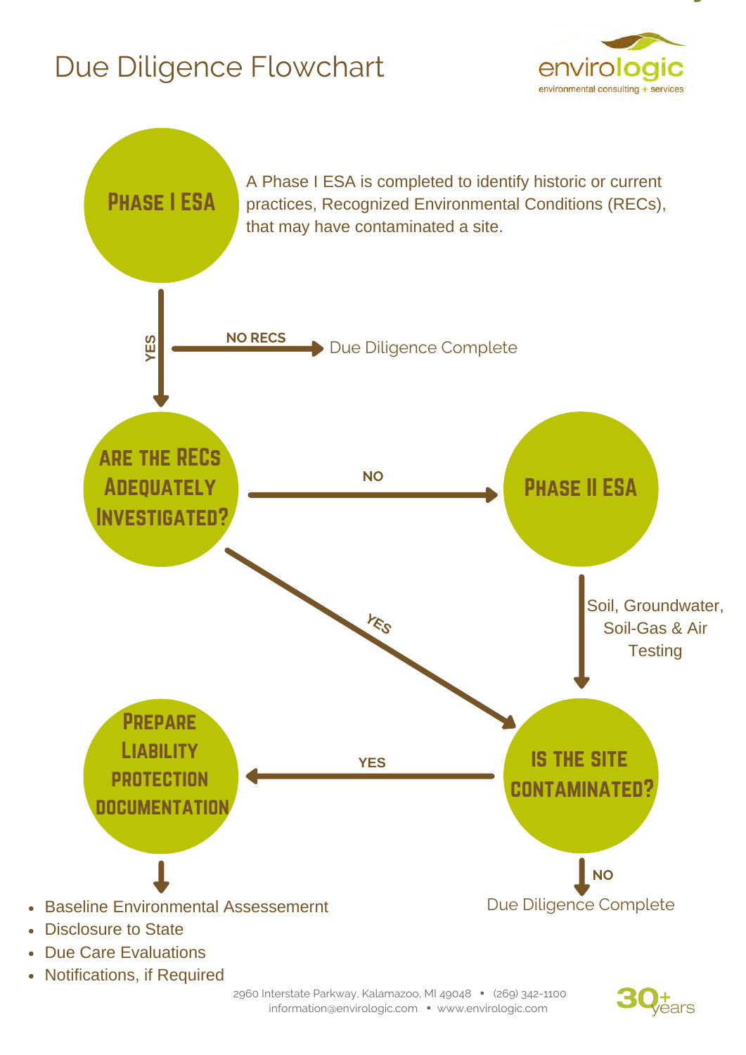# Due Diligence Flowchart

envirologic
environmental consulting + services

**PHASE I ESA**

A Phase I ESA is completed to identify historic or current practices, Recognized Environmental Conditions (RECs), that may have contaminated a site.

YES

NO RECS → Due Diligence Complete

**ARE THE RECs ADEQUATELY INVESTIGATED?**

NO → **PHASE II ESA**

YES

Soil, Groundwater, Soil-Gas & Air Testing

**IS THE SITE CONTAMINATED?**

YES → **PREPARE LIABILITY PROTECTION DOCUMENTATION**

NO → Due Diligence Complete

- Baseline Environmental Assessememt
- Disclosure to State
- Due Care Evaluations
- Notifications, if Required

2960 Interstate Parkway, Kalamazoo, MI 49048 ▪ (269) 342-1100
information@envirologic.com ▪ www.envirologic.com

30+ years